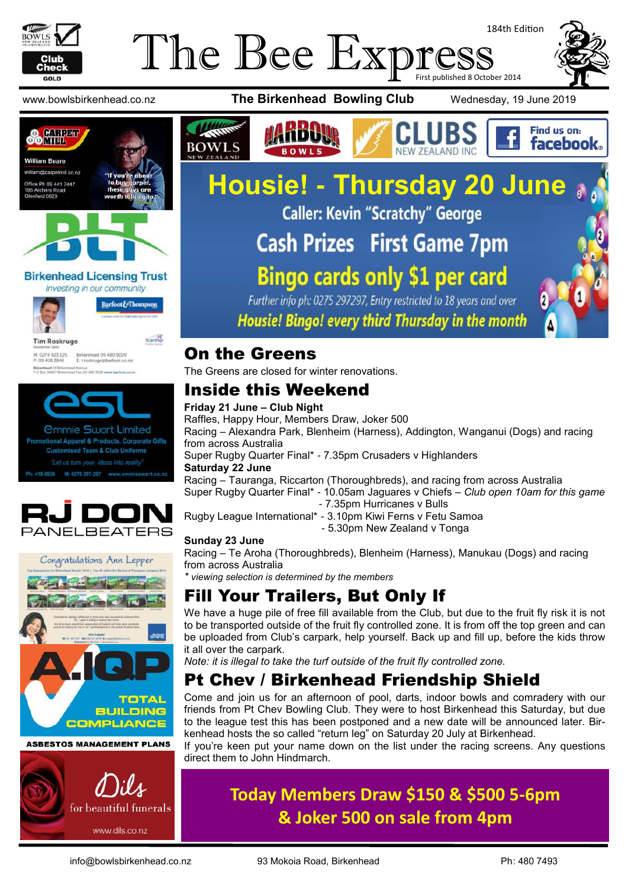# The Bee Express

184th Edition

First published 8 October 2014

www.bowlsbirkenhead.co.nz | **The Birkenhead Bowling Club** | Wednesday, 19 June 2019

## Housie! - Thursday 20 June

Caller: Kevin "Scratchy" George

Cash Prizes First Game 7pm

Bingo cards only $1 per card

*Further info ph: 0275 297297, Entry restricted to 18 years and over*

*Housie! Bingo! every third Thursday in the month*

## On the Greens

The Greens are closed for winter renovations.

## Inside this Weekend

**Friday 21 June – Club Night**

Raffles, Happy Hour, Members Draw, Joker 500

Racing – Alexandra Park, Blenheim (Harness), Addington, Wanganui (Dogs) and racing from across Australia

Super Rugby Quarter Final* - 7.35pm Crusaders v Highlanders

**Saturday 22 June**

Racing – Tauranga, Riccarton (Thoroughbreds), and racing from across Australia

Super Rugby Quarter Final* - 10.05am Jaguares v Chiefs – *Club open 10am for this game*

- 7.35pm Hurricanes v Bulls

Rugby League International* - 3.10pm Kiwi Ferns v Fetu Samoa

- 5.30pm New Zealand v Tonga

**Sunday 23 June**

Racing – Te Aroha (Thoroughbreds), Blenheim (Harness), Manukau (Dogs) and racing from across Australia

*\* viewing selection is determined by the members*

## Fill Your Trailers, But Only If

We have a huge pile of free fill available from the Club, but due to the fruit fly risk it is not to be transported outside of the fruit fly controlled zone. It is from off the top green and can be uploaded from Club's carpark, help yourself. Back up and fill up, before the kids throw it all over the carpark.

*Note: it is illegal to take the turf outside of the fruit fly controlled zone.*

## Pt Chev / Birkenhead Friendship Shield

Come and join us for an afternoon of pool, darts, indoor bowls and comradery with our friends from Pt Chev Bowling Club. They were to host Birkenhead this Saturday, but due to the league test this has been postponed and a new date will be announced later. Birkenhead hosts the so called "return leg" on Saturday 20 July at Birkenhead.

If you're keen put your name down on the list under the racing screens. Any questions direct them to John Hindmarch.

**Today Members Draw $150 & $500 5-6pm & Joker 500 on sale from 4pm**

Carpet Mill – William Beare – william@carpetmill.co.nz – Office Ph: 09 441 7447 – 195 Archers Road, Glenfield 0629 – "If you're about to buy carpet, these guys are worth talking to!"

Birkenhead Licensing Trust – Investing in our community

Tim Roskruge – Barfoot & Thompson – M: 0274 923 125 – P: 09 418 3846 – Birkenhead 09 480 9029 – E: t.roskruge@barfoot.co.nz

Emmie Swart Limited – Promotional Apparel & Products, Corporate Gifts – Customised Team & Club Uniforms – "Let us turn your ideas into reality" – Ph: 410-0026 – M: 0275 297-207 – www.emmieswart.co.nz

RJ Don Panelbeaters

Congratulations Ann Lepper

A.IQP Total Building Compliance – Asbestos Management Plans

Dils for beautiful funerals – www.dils.co.nz

info@bowlsbirkenhead.co.nz | 93 Mokoia Road, Birkenhead | Ph: 480 7493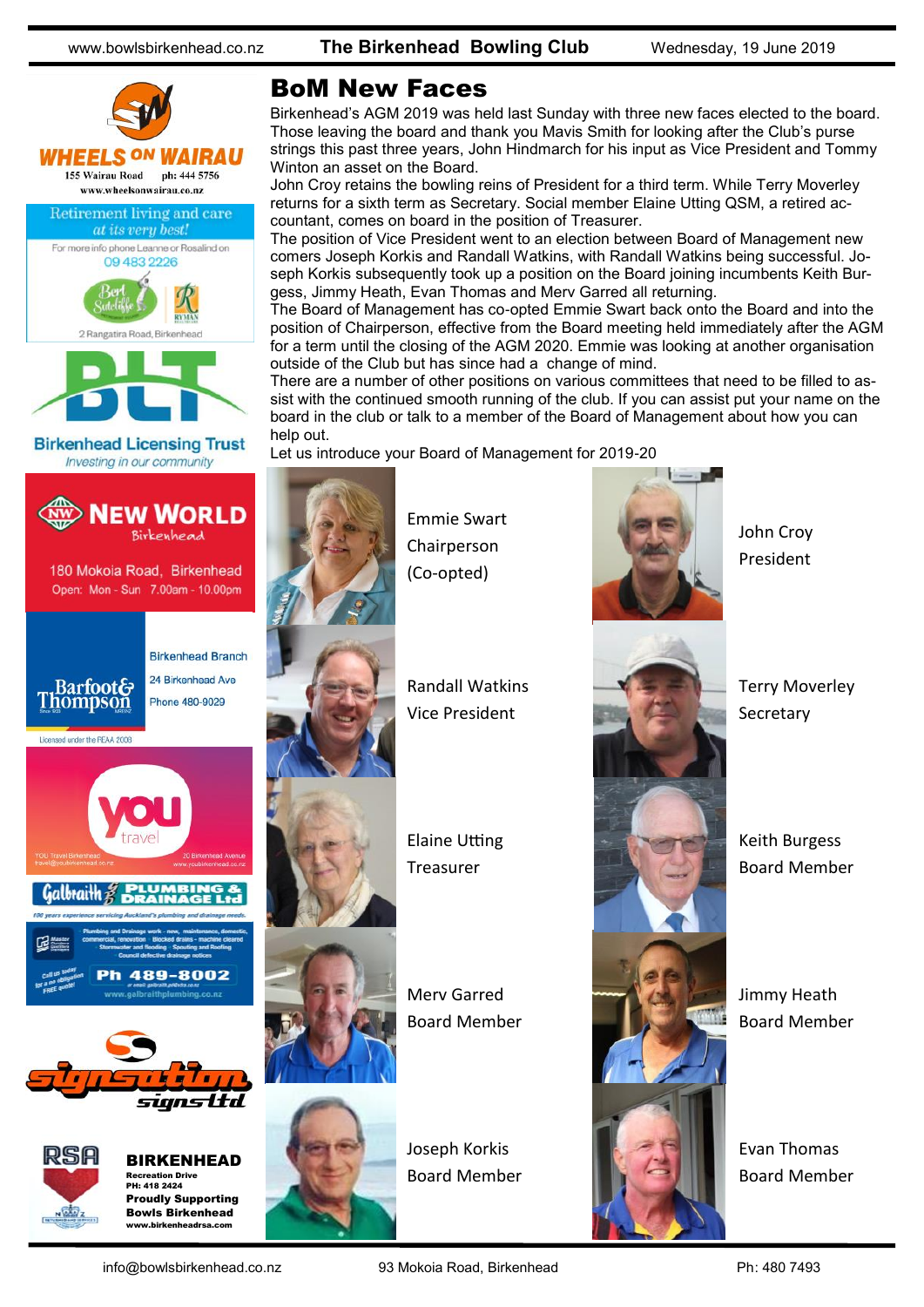# BoM New Faces

Birkenhead's AGM 2019 was held last Sunday with three new faces elected to the board. Those leaving the board and thank you Mavis Smith for looking after the Club's purse strings this past three years, John Hindmarch for his input as Vice President and Tommy Winton an asset on the Board.

John Croy retains the bowling reins of President for a third term. While Terry Moverley returns for a sixth term as Secretary. Social member Elaine Utting QSM, a retired accountant, comes on board in the position of Treasurer.

The position of Vice President went to an election between Board of Management new comers Joseph Korkis and Randall Watkins, with Randall Watkins being successful. Joseph Korkis subsequently took up a position on the Board joining incumbents Keith Burgess, Jimmy Heath, Evan Thomas and Merv Garred all returning.

The Board of Management has co-opted Emmie Swart back onto the Board and into the position of Chairperson, effective from the Board meeting held immediately after the AGM for a term until the closing of the AGM 2020. Emmie was looking at another organisation outside of the Club but has since had a change of mind.

There are a number of other positions on various committees that need to be filled to assist with the continued smooth running of the club. If you can assist put your name on the board in the club or talk to a member of the Board of Management about how you can help out.

Let us introduce your Board of Management for 2019-20

Emmie Swart
Chairperson
(Co-opted)

John Croy
President

Randall Watkins
Vice President

Terry Moverley
Secretary

Elaine Utting
Treasurer

Keith Burgess
Board Member

Merv Garred
Board Member

Jimmy Heath
Board Member

Joseph Korkis
Board Member

Evan Thomas
Board Member

---

**WHEELS ON WAIRAU**
155 Wairau Road ph: 444 5756
www.wheelsonwairau.co.nz

Retirement living and care *at its very best!*
For more info phone Leanne or Rosalind on 09 483 2226
Bert Sutcliffe — RYMAN
2 Rangatira Road, Birkenhead

**Birkenhead Licensing Trust**
*Investing in our community*

**NEW WORLD** Birkenhead
180 Mokoia Road, Birkenhead
Open: Mon - Sun 7.00am - 10.00pm

Barfoot & Thompson
Birkenhead Branch
24 Birkenhead Ave
Phone 480-9029
Licensed under the REAA 2008

you travel
YOU Travel Birkenhead — travel@youbirkenhead.co.nz
20 Birkenhead Avenue — www.youbirkenhead.co.nz

Galbraith PLUMBING & DRAINAGE Ltd
100 years experience servicing Auckland's plumbing and drainage needs.
Plumbing and Drainage work - new, maintenance, domestic, commercial, renovation · Blocked drains - machine cleared · Stormwater and flooding · Spouting and Roofing · Council defective drainage notices
Call us today for a no obligation FREE quote!
Ph 489-8002
www.galbraithplumbing.co.nz

signsation signs ltd

RSA
**BIRKENHEAD**
Recreation Drive
PH: 418 2424
**Proudly Supporting Bowls Birkenhead**
www.birkenheadrsa.com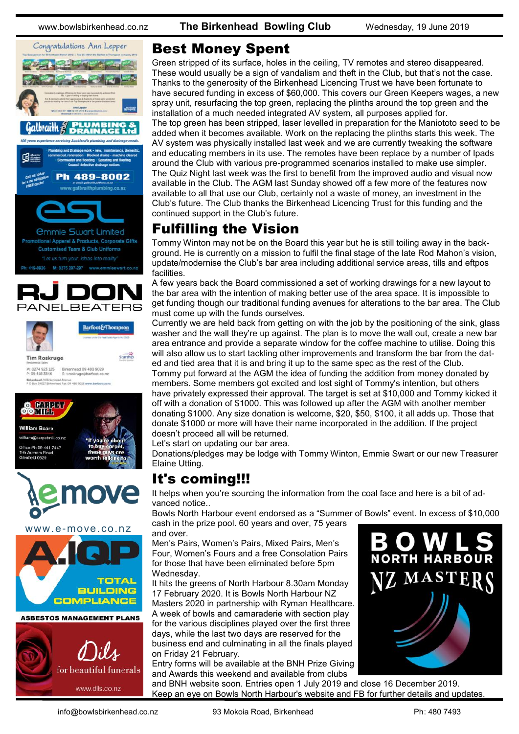## Best Money Spent

Green stripped of its surface, holes in the ceiling, TV remotes and stereo disappeared. These would usually be a sign of vandalism and theft in the Club, but that's not the case. Thanks to the generosity of the Birkenhead Licencing Trust we have been fortunate to have secured funding in excess of $60,000. This covers our Green Keepers wages, a new spray unit, resurfacing the top green, replacing the plinths around the top green and the installation of a much needed integrated AV system, all purposes applied for.

The top green has been stripped, laser levelled in preparation for the Maniototo seed to be added when it becomes available. Work on the replacing the plinths starts this week. The AV system was physically installed last week and we are currently tweaking the software and educating members in its use. The remotes have been replace by a number of Ipads around the Club with various pre-programmed scenarios installed to make use simpler. The Quiz Night last week was the first to benefit from the improved audio and visual now available in the Club. The AGM last Sunday showed off a few more of the features now available to all that use our Club, certainly not a waste of money, an investment in the Club's future. The Club thanks the Birkenhead Licencing Trust for this funding and the continued support in the Club's future.

## Fulfilling the Vision

Tommy Winton may not be on the Board this year but he is still toiling away in the background. He is currently on a mission to fulfil the final stage of the late Rod Mahon's vision, update/modernise the Club's bar area including additional service areas, tills and eftpos facilities.

A few years back the Board commissioned a set of working drawings for a new layout to the bar area with the intention of making better use of the area space. It is impossible to get funding though our traditional funding avenues for alterations to the bar area. The Club must come up with the funds ourselves.

Currently we are held back from getting on with the job by the positioning of the sink, glass washer and the wall they're up against. The plan is to move the wall out, create a new bar area entrance and provide a separate window for the coffee machine to utilise. Doing this will also allow us to start tackling other improvements and transform the bar from the dated and tied area that it is and bring it up to the same spec as the rest of the Club.

Tommy put forward at the AGM the idea of funding the addition from money donated by members. Some members got excited and lost sight of Tommy's intention, but others have privately expressed their approval. The target is set at $10,000 and Tommy kicked it off with a donation of $1000. This was followed up after the AGM with another member donating $1000. Any size donation is welcome, $20, $50, $100, it all adds up. Those that donate $1000 or more will have their name incorporated in the addition. If the project doesn't proceed all will be returned.

Let's start on updating our bar area.

Donations/pledges may be lodge with Tommy Winton, Emmie Swart or our new Treasurer Elaine Utting.

## It's coming!!!

It helps when you're sourcing the information from the coal face and here is a bit of advanced notice..

Bowls North Harbour event endorsed as a "Summer of Bowls" event. In excess of $10,000 cash in the prize pool. 60 years and over, 75 years and over.

Men's Pairs, Women's Pairs, Mixed Pairs, Men's Four, Women's Fours and a free Consolation Pairs for those that have been eliminated before 5pm Wednesday.

It hits the greens of North Harbour 8.30am Monday 17 February 2020. It is Bowls North Harbour NZ Masters 2020 in partnership with Ryman Healthcare. A week of bowls and camaraderie with section play for the various disciplines played over the first three days, while the last two days are reserved for the business end and culminating in all the finals played on Friday 21 February.

Entry forms will be available at the BNH Prize Giving and Awards this weekend and available from clubs and BNH website soon. Entries open 1 July 2019 and close 16 December 2019.

Keep an eye on Bowls North Harbour's website and FB for further details and updates.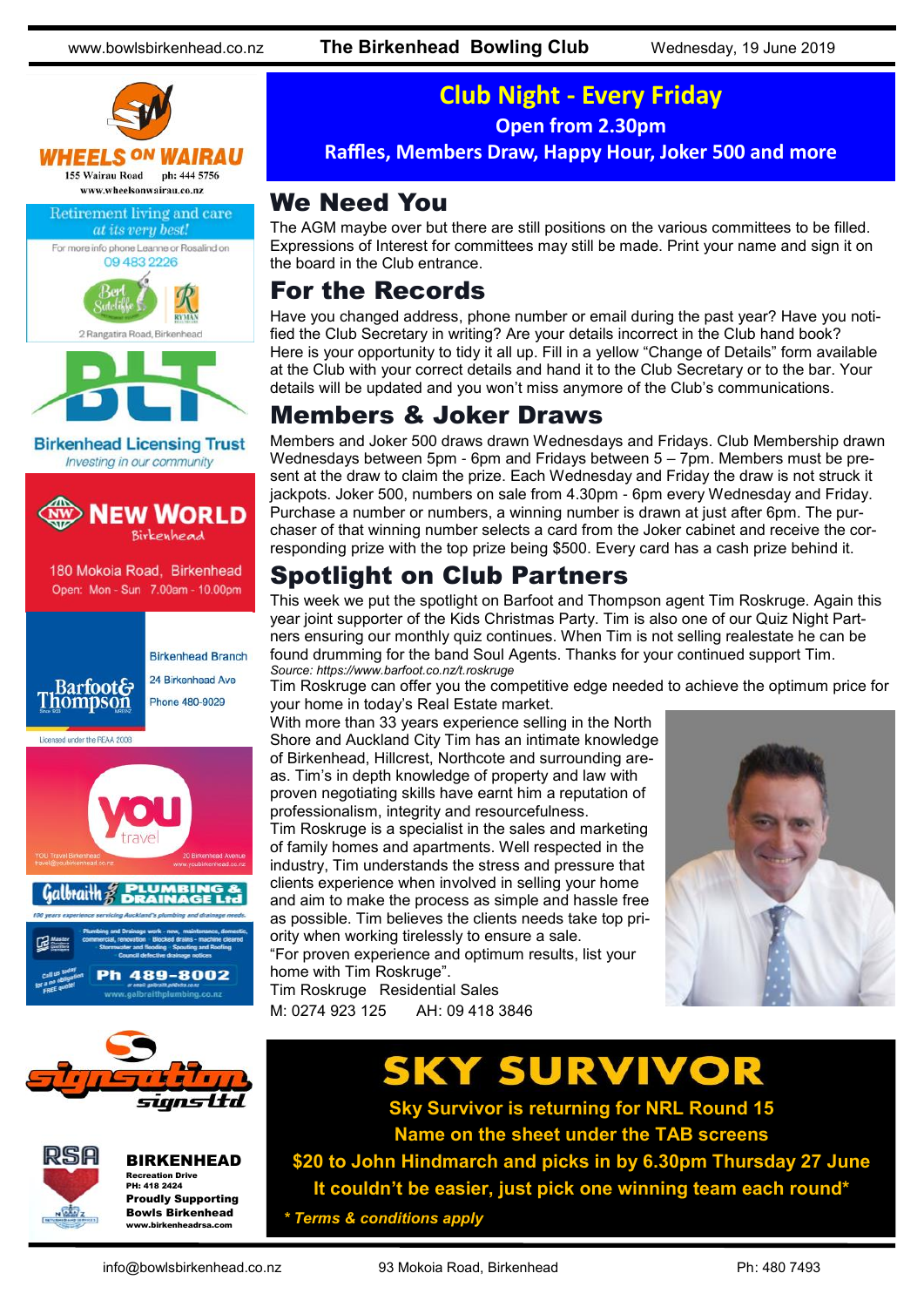## Club Night - Every Friday

**Open from 2.30pm**

**Raffles, Members Draw, Happy Hour, Joker 500 and more**

## We Need You

The AGM maybe over but there are still positions on the various committees to be filled. Expressions of Interest for committees may still be made. Print your name and sign it on the board in the Club entrance.

## For the Records

Have you changed address, phone number or email during the past year? Have you notified the Club Secretary in writing? Are your details incorrect in the Club hand book? Here is your opportunity to tidy it all up. Fill in a yellow "Change of Details" form available at the Club with your correct details and hand it to the Club Secretary or to the bar. Your details will be updated and you won't miss anymore of the Club's communications.

## Members & Joker Draws

Members and Joker 500 draws drawn Wednesdays and Fridays. Club Membership drawn Wednesdays between 5pm - 6pm and Fridays between 5 – 7pm. Members must be present at the draw to claim the prize. Each Wednesday and Friday the draw is not struck it jackpots. Joker 500, numbers on sale from 4.30pm - 6pm every Wednesday and Friday. Purchase a number or numbers, a winning number is drawn at just after 6pm. The purchaser of that winning number selects a card from the Joker cabinet and receive the corresponding prize with the top prize being $500. Every card has a cash prize behind it.

## Spotlight on Club Partners

This week we put the spotlight on Barfoot and Thompson agent Tim Roskruge. Again this year joint supporter of the Kids Christmas Party. Tim is also one of our Quiz Night Partners ensuring our monthly quiz continues. When Tim is not selling realestate he can be found drumming for the band Soul Agents. Thanks for your continued support Tim.

*Source: https://www.barfoot.co.nz/t.roskruge*

Tim Roskruge can offer you the competitive edge needed to achieve the optimum price for your home in today's Real Estate market.

With more than 33 years experience selling in the North Shore and Auckland City Tim has an intimate knowledge of Birkenhead, Hillcrest, Northcote and surrounding areas. Tim's in depth knowledge of property and law with proven negotiating skills have earnt him a reputation of professionalism, integrity and resourcefulness.

Tim Roskruge is a specialist in the sales and marketing of family homes and apartments. Well respected in the industry, Tim understands the stress and pressure that clients experience when involved in selling your home and aim to make the process as simple and hassle free as possible. Tim believes the clients needs take top priority when working tirelessly to ensure a sale.

"For proven experience and optimum results, list your home with Tim Roskruge".

Tim Roskruge Residential Sales

M: 0274 923 125 AH: 09 418 3846

## SKY SURVIVOR

**Sky Survivor is returning for NRL Round 15**

**Name on the sheet under the TAB screens**

**$20 to John Hindmarch and picks in by 6.30pm Thursday 27 June**

**It couldn't be easier, just pick one winning team each round***

***\* Terms & conditions apply***

---

**WHEELS ON WAIRAU**
155 Wairau Road ph: 444 5756
www.wheelsonwairau.co.nz

Retirement living and care *at its very best!*
For more info phone Leanne or Rosalind on 09 483 2226
Bert Sutcliffe — RYMAN
2 Rangatira Road, Birkenhead

**BLT**
Birkenhead Licensing Trust
*Investing in our community*

**NEW WORLD** Birkenhead
180 Mokoia Road, Birkenhead
Open: Mon - Sun 7.00am - 10.00pm

**Barfoot & Thompson**
Birkenhead Branch
24 Birkenhead Ave
Phone 480-9029
Licensed under the REAA 2008

**you travel**
YOU Travel Birkenhead travel@youbirkenhead.co.nz
20 Birkenhead Avenue www.youbirkenhead.co.nz

**Galbraith Plumbing & Drainage Ltd**
100 years experience servicing Auckland's plumbing and drainage needs.
Plumbing and Drainage work - new, maintenance, domestic, commercial, renovation · Blocked drains - machine cleared · Stormwater and Roofing · Spouting and Roofing · Council defective drainage notices
Call us today for a no obligation FREE quote!
Ph 489-8002
www.galbraithplumbing.co.nz

**signsation signs ltd**

**RSA BIRKENHEAD**
Recreation Drive
PH: 418 2424
Proudly Supporting Bowls Birkenhead
www.birkenheadrsa.com